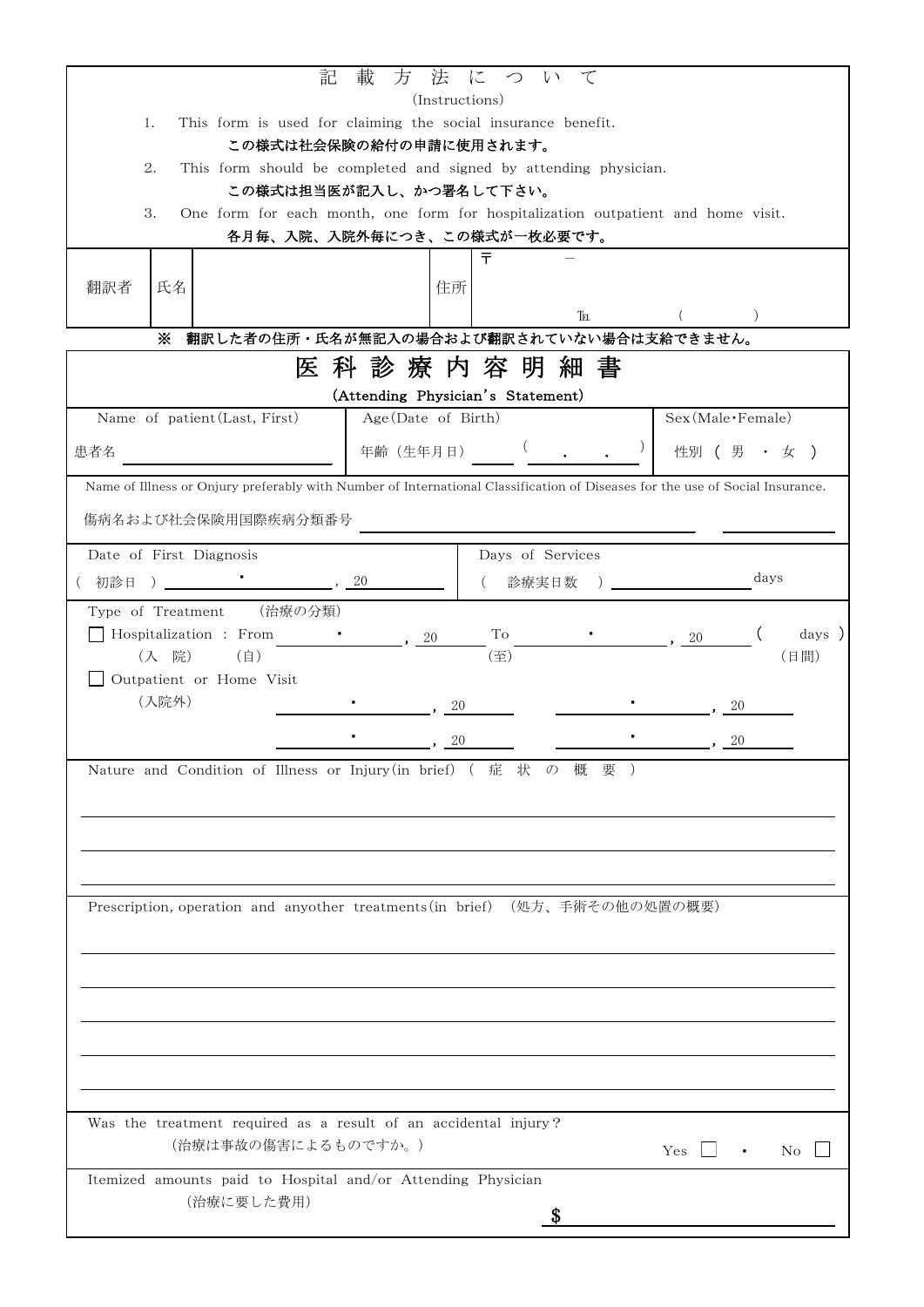## 記載方法について

(Instructions)

1. This form is used for claiming the social insurance benefit.
   **この様式は社会保険の給付の申請に使用されます。**
2. This form should be completed and signed by attending physician.
   **この様式は担当医が記入し、かつ署名して下さい。**
3. One form for each month, one form for hospitalization outpatient and home visit.
   **各月毎、入院、入院外毎につき、この様式が一枚必要です。**

| 翻訳者 | 氏名 | | 住所 | 〒　　－<br><br>TEL　　（　　　） |
|---|---|---|---|---|

**※ 翻訳した者の住所・氏名が無記入の場合および翻訳されていない場合は支給できません。**

# 医科診療内容明細書

**(Attending Physician's Statement)**

| Name of patient(Last, First) | Age(Date of Birth) | Sex(Male・Female) |
|---|---|---|
| 患者名 ________ | 年齢（生年月日）____ （　.　.　） | 性別（男・女） |

Name of Illness or Onjury preferably with Number of International Classification of Diseases for the use of Social Insurance.

傷病名および社会保険用国際疾病分類番号 ________________ ________

| Date of First Diagnosis | Days of Services |
|---|---|
| （初診日）______ ・ ______, 20____ | （診療実日数）________ days |

Type of Treatment　(治療の分類)

☐ Hospitalization : From ____ ・ ____, 20____ To ____ ・ ____, 20____ (　days)
　(入院)　(自)　(至)　(日間)

☐ Outpatient or Home Visit
　(入院外)
　____ ・ ____, 20____　____ ・ ____, 20____
　____ ・ ____, 20____　____ ・ ____, 20____

Nature and Condition of Illness or Injury(in brief)（症状の概要）

________________________________________

________________________________________

________________________________________

Prescription, operation and anyother treatments(in brief)（処方、手術その他の処置の概要）

________________________________________

________________________________________

________________________________________

________________________________________

________________________________________

Was the treatment required as a result of an accidental injury?
　(治療は事故の傷害によるものですか。)　Yes ☐ ・ No ☐

Itemized amounts paid to Hospital and/or Attending Physician
　(治療に要した費用)

**$** ________________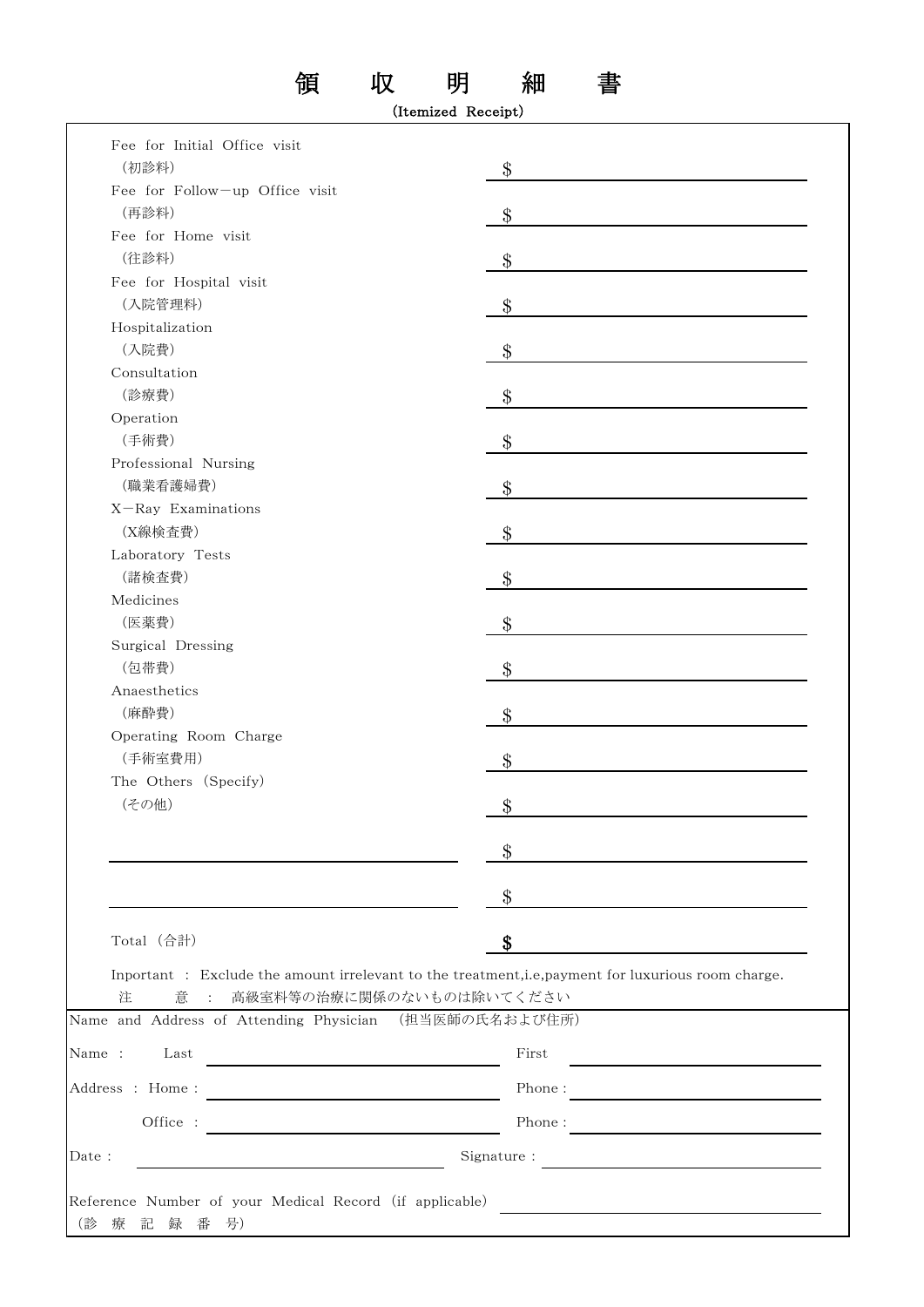# 領 収 明 細 書

**(Itemized Receipt)**

| Item | Amount |
| --- | --- |
| Fee for Initial Office visit (初診料) | $ |
| Fee for Follow－up Office visit (再診料) | $ |
| Fee for Home visit (往診料) | $ |
| Fee for Hospital visit (入院管理料) | $ |
| Hospitalization (入院費) | $ |
| Consultation (診療費) | $ |
| Operation (手術費) | $ |
| Professional Nursing (職業看護婦費) | $ |
| X－Ray Examinations (X線検査費) | $ |
| Laboratory Tests (諸検査費) | $ |
| Medicines (医薬費) | $ |
| Surgical Dressing (包帯費) | $ |
| Anaesthetics (麻酔費) | $ |
| Operating Room Charge (手術室費用) | $ |
| The Others (Specify) (その他) | $ |
| | $ |
| | $ |
| Total (合計) | **$** |

Inportant : Exclude the amount irrelevant to the treatment,i.e,payment for luxurious room charge.

注　意 : 高級室料等の治療に関係のないものは除いてください

Name and Address of Attending Physician (担当医師の氏名および住所)

Name : Last ____________________ First ____________________

Address : Home : ____________________ Phone : ____________________

Office : ____________________ Phone : ____________________

Date : ____________________ Signature : ____________________

Reference Number of your Medical Record (if applicable) ____________________

(診 療 記 録 番 号)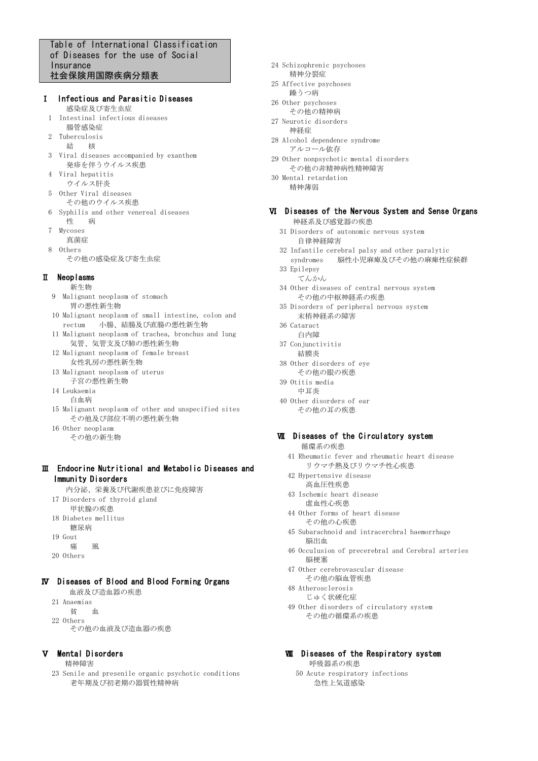# Table of International Classification of Diseases for the use of Social Insurance
# 社会保険用国際疾病分類表

## Ⅰ Infectious and Parasitic Diseases
感染症及び寄生虫症

1 Intestinal infectious diseases
腸管感染症

2 Tuberculosis
結　核

3 Viral diseases accompanied by exanthem
発疹を伴うウイルス疾患

4 Viral hepatitis
ウイルス肝炎

5 Other Viral diseases
その他のウイルス疾患

6 Syphilis and other venereal diseases
性　病

7 Mycoses
真菌症

8 Others
その他の感染症及び寄生虫症

## Ⅱ Neoplasms
新生物

9 Malignant neoplasm of stomach
胃の悪性新生物

10 Malignant neoplasm of small intestine, colon and rectum　小腸、結腸及び直腸の悪性新生物

11 Malignant neoplasm of trachea, bronchus and lung
気管、気管支及び肺の悪性新生物

12 Malignant neoplasm of female breast
女性乳房の悪性新生物

13 Malignant neoplasm of uterus
子宮の悪性新生物

14 Leukaemia
白血病

15 Malignant neoplasm of other and unspecified sites
その他及び部位不明の悪性新生物

16 Other neoplasm
その他の新生物

## Ⅲ Endocrine Nutritional and Metabolic Diseases and Immunity Disorders
内分泌、栄養及び代謝疾患並びに免疫障害

17 Disorders of thyroid gland
甲状腺の疾患

18 Diabetes mellitus
糖尿病

19 Gout
痛　風

20 Others

## Ⅳ Diseases of Blood and Blood Forming Organs
血液及び造血器の疾患

21 Anaemias
貧　血

22 Others
その他の血液及び造血器の疾患

## Ⅴ Mental Disorders
精神障害

23 Senile and presenile organic psychotic conditions
老年期及び初老期の器質性精神病

24 Schizophrenic psychoses
精神分裂症

25 Affective psychoses
躁うつ病

26 Other psychoses
その他の精神病

27 Neurotic disorders
神経症

28 Alcohol dependence syndrome
アルコール依存

29 Other nonpsychotic mental disorders
その他の非精神病性精神障害

30 Mental retardation
精神薄弱

## Ⅵ Diseases of the Nervous System and Sense Organs
神経系及び感覚器の疾患

31 Disorders of autonomic nervous system
自律神経障害

32 Infantile cerebral palsy and other paralytic syndromes　脳性小児麻痺及びその他の麻痺性症候群

33 Epilepsy
てんかん

34 Other diseases of central nervous system
その他の中枢神経系の疾患

35 Disorders of peripheral nervous system
末梢神経系の障害

36 Cataract
白内障

37 Conjunctivitis
結膜炎

38 Other disorders of eye
その他の眼の疾患

39 Otitis media
中耳炎

40 Other disorders of ear
その他の耳の疾患

## Ⅶ Diseases of the Circulatory system
循環系の疾患

41 Rheumatic fever and rheumatic heart disease
リウマチ熱及びリウマチ性心疾患

42 Hypertensive disease
高血圧性疾患

43 Ischemic heart disease
虚血性心疾患

44 Other forms of heart disease
その他の心疾患

45 Subarachnoid and intracercbral haemorrhage
脳出血

46 Occulusion of precerebral and Cerebral arteries
脳梗塞

47 Other cerebrovascular disease
その他の脳血管疾患

48 Atherosclerosis
じゅく状硬化症

49 Other disorders of circulatory system
その他の循環系の疾患

## Ⅷ Diseases of the Respiratory system
呼吸器系の疾患

50 Acute respiratory infections
急性上気道感染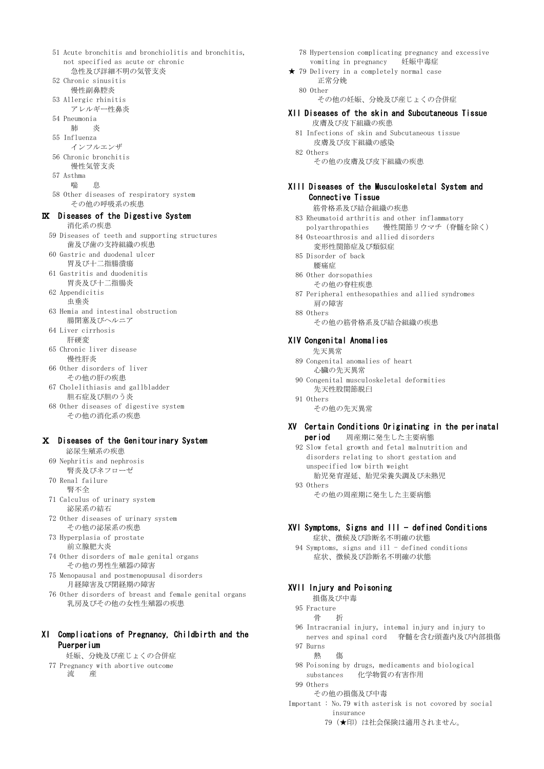51 Acute bronchitis and bronchiolitis and bronchitis, not specified as acute or chronic
急性及び詳細不明の気管支炎

52 Chronic sinusitis
慢性副鼻腔炎

53 Allergic rhinitis
アレルギー性鼻炎

54 Pneumonia
肺　炎

55 Influenza
インフルエンザ

56 Chronic bronchitis
慢性気管支炎

57 Asthma
喘　息

58 Other diseases of respiratory system
その他の呼吸系の疾患

## Ⅸ Diseases of the Digestive System

消化系の疾患

59 Diseases of teeth and supporting structures
歯及び歯の支持組織の疾患

60 Gastric and duodenal ulcer
胃及び十二指腸潰瘍

61 Gastritis and duodenitis
胃炎及び十二指腸炎

62 Appendicitis
虫垂炎

63 Hemia and intestinal obstruction
腸閉塞及びヘルニア

64 Liver cirrhosis
肝硬変

65 Chronic liver disease
慢性肝炎

66 Other disorders of liver
その他の肝の疾患

67 Cholelithiasis and gallbladder
胆石症及び胆のう炎

68 Other diseases of digestive system
その他の消化系の疾患

## Ⅹ Diseases of the Genitourinary System

泌尿生殖系の疾患

69 Nephritis and nephrosis
腎炎及びネフローゼ

70 Renal failure
腎不全

71 Calculus of urinary system
泌尿系の結石

72 Other diseases of urinary system
その他の泌尿系の疾患

73 Hyperplasia of prostate
前立腺肥大炎

74 Other disorders of male genital organs
その他の男性生殖器の障害

75 Menopausal and postmenopuusal disorders
月経障害及び閉経期の障害

76 Other disorders of breast and female genital organs
乳房及びその他の女性生殖器の疾患

## XI Complications of Pregnancy, Childbirth and the Puerperium

妊娠、分娩及び産じょくの合併症

77 Pregnancy with abortive outcome
流　産

78 Hypertension complicating pregnancy and excessive vomiting in pregnancy　妊娠中毒症

★ 79 Delivery in a completely normal case
正常分娩

80 Other
その他の妊娠、分娩及び産じょくの合併症

## XII Diseases of the skin and Subcutaneous Tissue

皮膚及び皮下組織の疾患

81 Infections of skin and Subcutaneous tissue
皮膚及び皮下組織の感染

82 Others
その他の皮膚及び皮下組織の疾患

## XIII Diseases of the Musculoskeletal System and Connective Tissue

筋骨格系及び結合組織の疾患

83 Rheumatoid arthritis and other inflammatory polyarthropathies　慢性関節リウマチ（脊髄を除く）

84 Osteoarthrosis and allied disorders
変形性関節症及び類似症

85 Disorder of back
腰痛症

86 Other dorsopathies
その他の脊柱疾患

87 Peripheral enthesopathies and allied syndromes
肩の障害

88 Others
その他の筋骨格系及び結合組織の疾患

## XIV Congenital Anomalies

先天異常

89 Congenital anomalies of heart
心臓の先天異常

90 Congenital musculoskeletal deformities
先天性股関節脱臼

91 Others
その他の先天異常

## XV Certain Conditions Originating in the perinatal period　周産期に発生した主要病態

92 Slow fetal growth and fetal malnutrition and disorders relating to short gestation and unspecified low birth weight
胎児発育遅延、胎児栄養失調及び未熟児

93 Others
その他の周産期に発生した主要病態

## XVI Symptoms, Signs and Ill - defined Conditions

症状、徴候及び診断名不明確の状態

94 Symptoms, signs and ill - defined conditions
症状、徴候及び診断名不明確の状態

## XVII Injury and Poisoning

損傷及び中毒

95 Fracture
骨　折

96 Intracranial injury, intemal injury and injury to nerves and spinal cord　脊髄を含む頭蓋内及び内部損傷

97 Burns
熱　傷

98 Poisoning by drugs, medicaments and biological substances　化学物質の有害作用

99 Others
その他の損傷及び中毒

Important : No.79 with asterisk is not covored by social insurance
79（★印）は社会保険は適用されません。